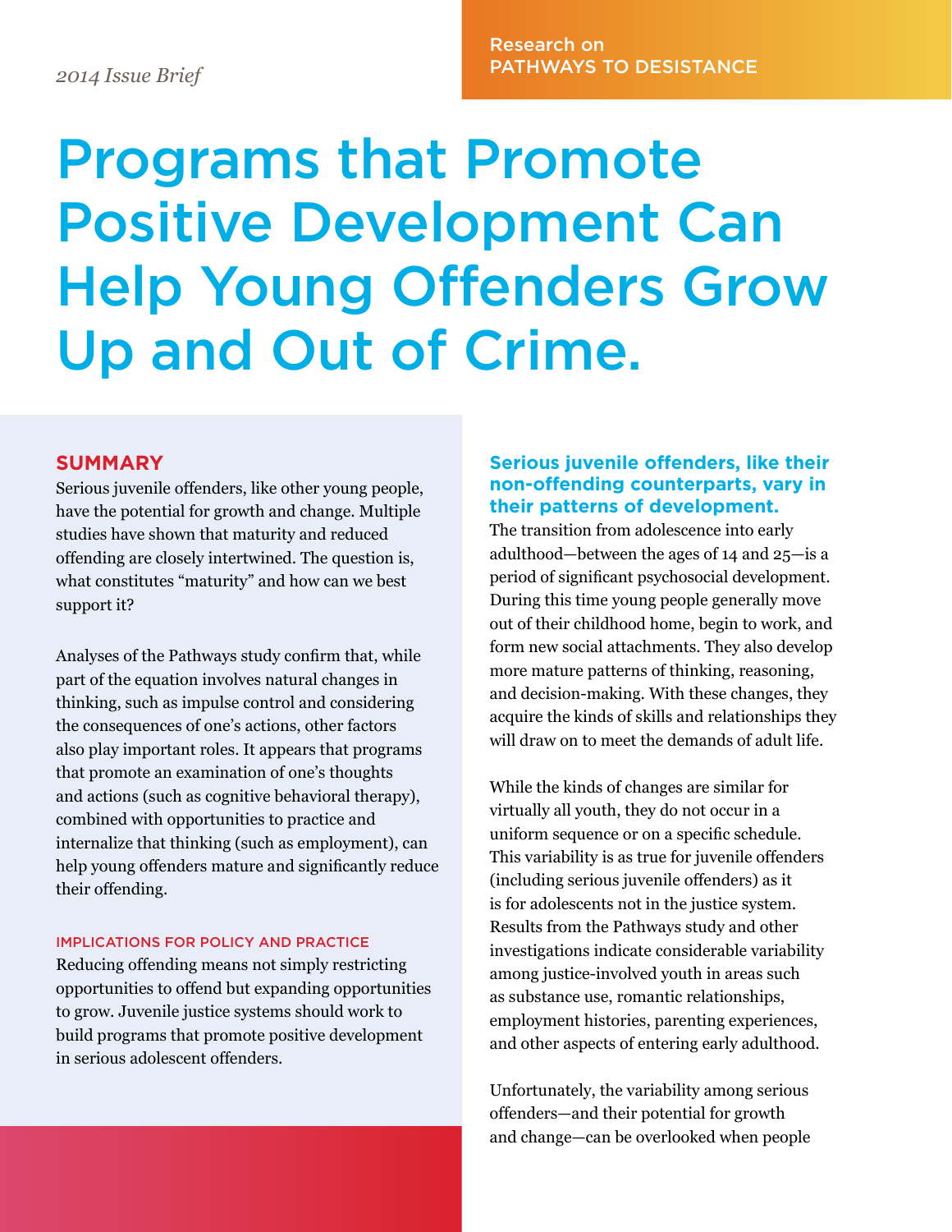*2014 Issue Brief*

Research on PATHWAYS TO DESISTANCE

# Programs that Promote Positive Development Can Help Young Offenders Grow Up and Out of Crime.

## SUMMARY

Serious juvenile offenders, like other young people, have the potential for growth and change. Multiple studies have shown that maturity and reduced offending are closely intertwined. The question is, what constitutes "maturity" and how can we best support it?

Analyses of the Pathways study confirm that, while part of the equation involves natural changes in thinking, such as impulse control and considering the consequences of one's actions, other factors also play important roles. It appears that programs that promote an examination of one's thoughts and actions (such as cognitive behavioral therapy), combined with opportunities to practice and internalize that thinking (such as employment), can help young offenders mature and significantly reduce their offending.

### IMPLICATIONS FOR POLICY AND PRACTICE

Reducing offending means not simply restricting opportunities to offend but expanding opportunities to grow. Juvenile justice systems should work to build programs that promote positive development in serious adolescent offenders.

## Serious juvenile offenders, like their non-offending counterparts, vary in their patterns of development.

The transition from adolescence into early adulthood—between the ages of 14 and 25—is a period of significant psychosocial development. During this time young people generally move out of their childhood home, begin to work, and form new social attachments. They also develop more mature patterns of thinking, reasoning, and decision-making. With these changes, they acquire the kinds of skills and relationships they will draw on to meet the demands of adult life.

While the kinds of changes are similar for virtually all youth, they do not occur in a uniform sequence or on a specific schedule. This variability is as true for juvenile offenders (including serious juvenile offenders) as it is for adolescents not in the justice system. Results from the Pathways study and other investigations indicate considerable variability among justice-involved youth in areas such as substance use, romantic relationships, employment histories, parenting experiences, and other aspects of entering early adulthood.

Unfortunately, the variability among serious offenders—and their potential for growth and change—can be overlooked when people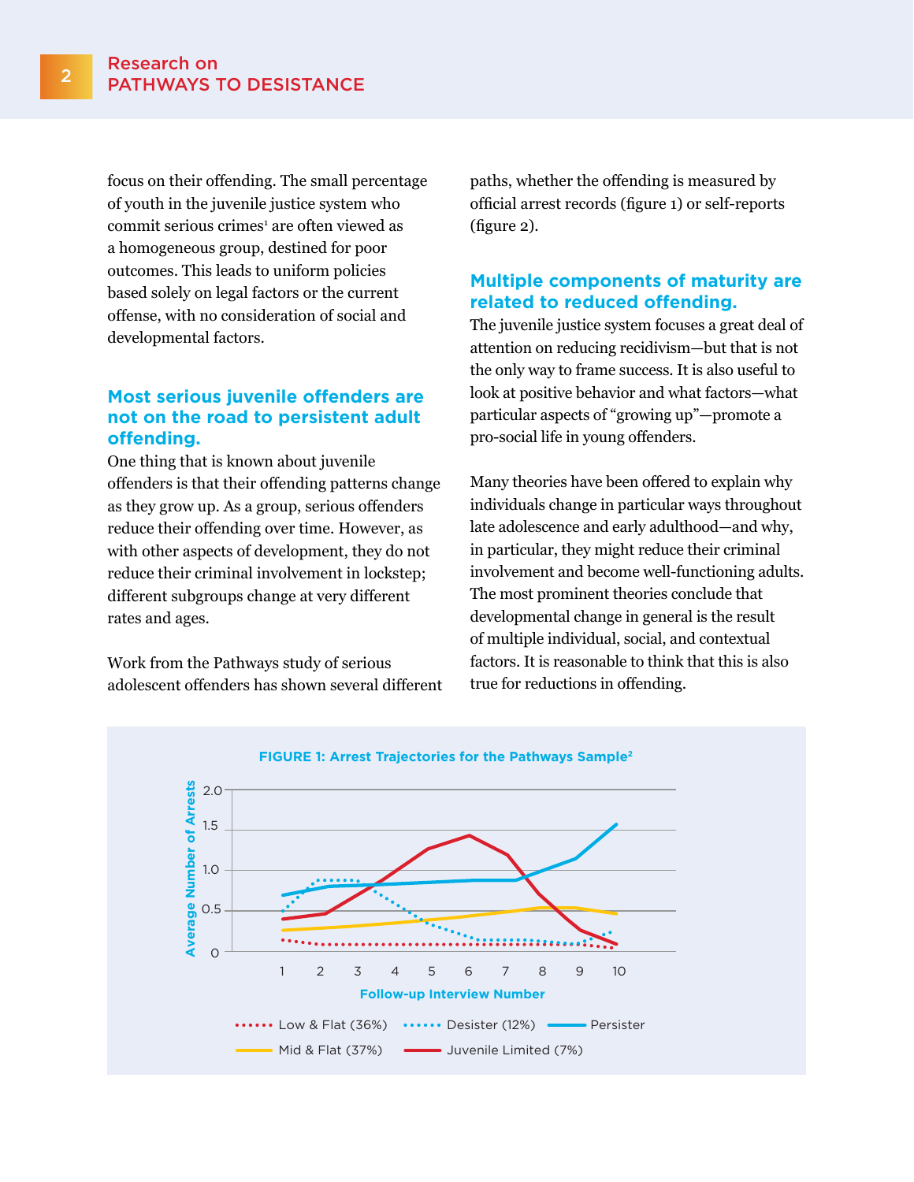focus on their offending. The small percentage of youth in the juvenile justice system who commit serious crimes[1] are often viewed as a homogeneous group, destined for poor outcomes. This leads to uniform policies based solely on legal factors or the current offense, with no consideration of social and developmental factors.

## Most serious juvenile offenders are not on the road to persistent adult offending.

One thing that is known about juvenile offenders is that their offending patterns change as they grow up. As a group, serious offenders reduce their offending over time. However, as with other aspects of development, they do not reduce their criminal involvement in lockstep; different subgroups change at very different rates and ages.

Work from the Pathways study of serious adolescent offenders has shown several different paths, whether the offending is measured by official arrest records (figure 1) or self-reports (figure 2).

## Multiple components of maturity are related to reduced offending.

The juvenile justice system focuses a great deal of attention on reducing recidivism—but that is not the only way to frame success. It is also useful to look at positive behavior and what factors—what particular aspects of "growing up"—promote a pro-social life in young offenders.

Many theories have been offered to explain why individuals change in particular ways throughout late adolescence and early adulthood—and why, in particular, they might reduce their criminal involvement and become well-functioning adults. The most prominent theories conclude that developmental change in general is the result of multiple individual, social, and contextual factors. It is reasonable to think that this is also true for reductions in offending.

**FIGURE 1: Arrest Trajectories for the Pathways Sample[2]**

Y-axis: Average Number of Arrests (0–2.0); X-axis: Follow-up Interview Number (1–10)

Legend: Low & Flat (36%), Desister (12%), Persister, Mid & Flat (37%), Juvenile Limited (7%)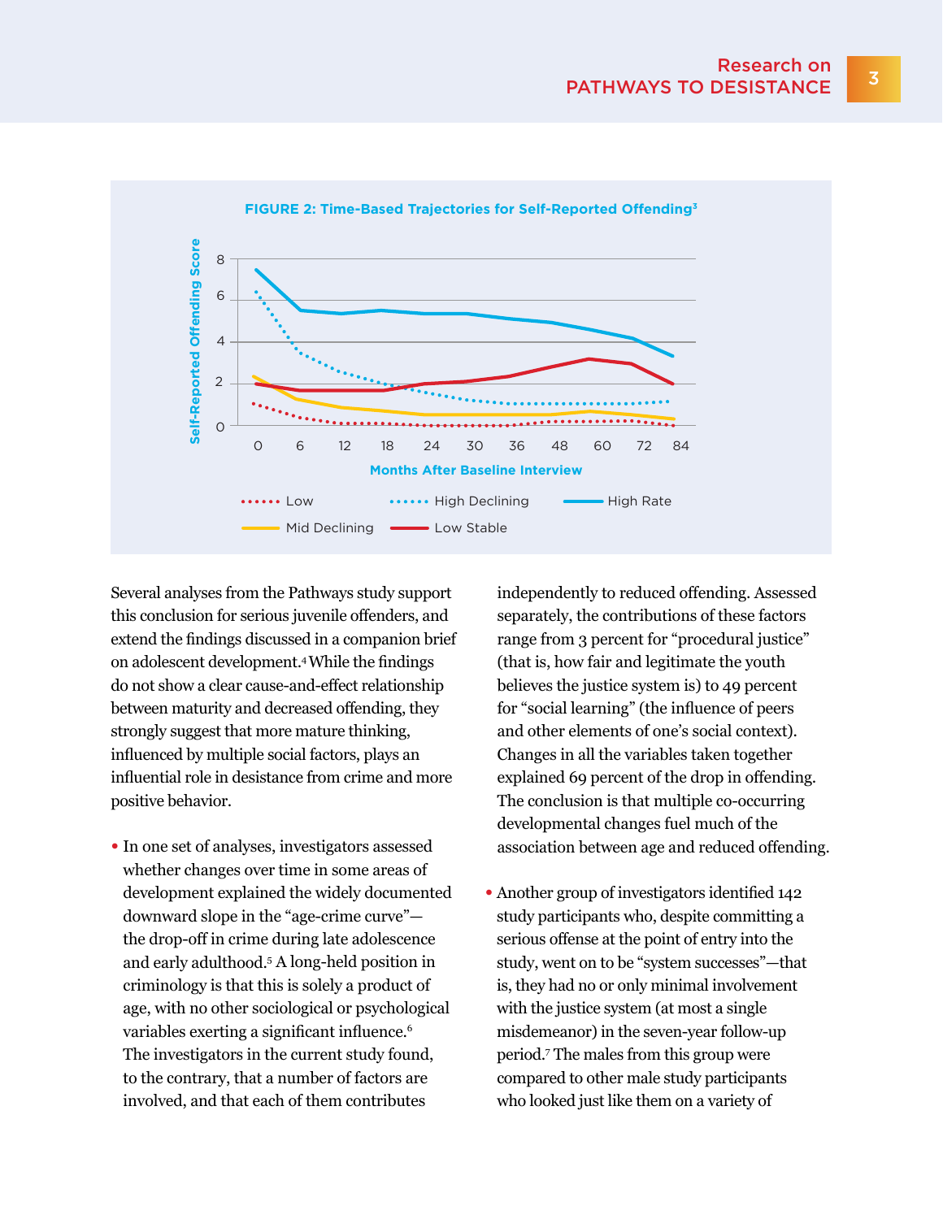**FIGURE 2: Time-Based Trajectories for Self-Reported Offending[3]**

Several analyses from the Pathways study support this conclusion for serious juvenile offenders, and extend the findings discussed in a companion brief on adolescent development.[4] While the findings do not show a clear cause-and-effect relationship between maturity and decreased offending, they strongly suggest that more mature thinking, influenced by multiple social factors, plays an influential role in desistance from crime and more positive behavior.

- In one set of analyses, investigators assessed whether changes over time in some areas of development explained the widely documented downward slope in the "age-crime curve"—the drop-off in crime during late adolescence and early adulthood.[5] A long-held position in criminology is that this is solely a product of age, with no other sociological or psychological variables exerting a significant influence.[6] The investigators in the current study found, to the contrary, that a number of factors are involved, and that each of them contributes independently to reduced offending. Assessed separately, the contributions of these factors range from 3 percent for "procedural justice" (that is, how fair and legitimate the youth believes the justice system is) to 49 percent for "social learning" (the influence of peers and other elements of one's social context). Changes in all the variables taken together explained 69 percent of the drop in offending. The conclusion is that multiple co-occurring developmental changes fuel much of the association between age and reduced offending.

- Another group of investigators identified 142 study participants who, despite committing a serious offense at the point of entry into the study, went on to be "system successes"—that is, they had no or only minimal involvement with the justice system (at most a single misdemeanor) in the seven-year follow-up period.[7] The males from this group were compared to other male study participants who looked just like them on a variety of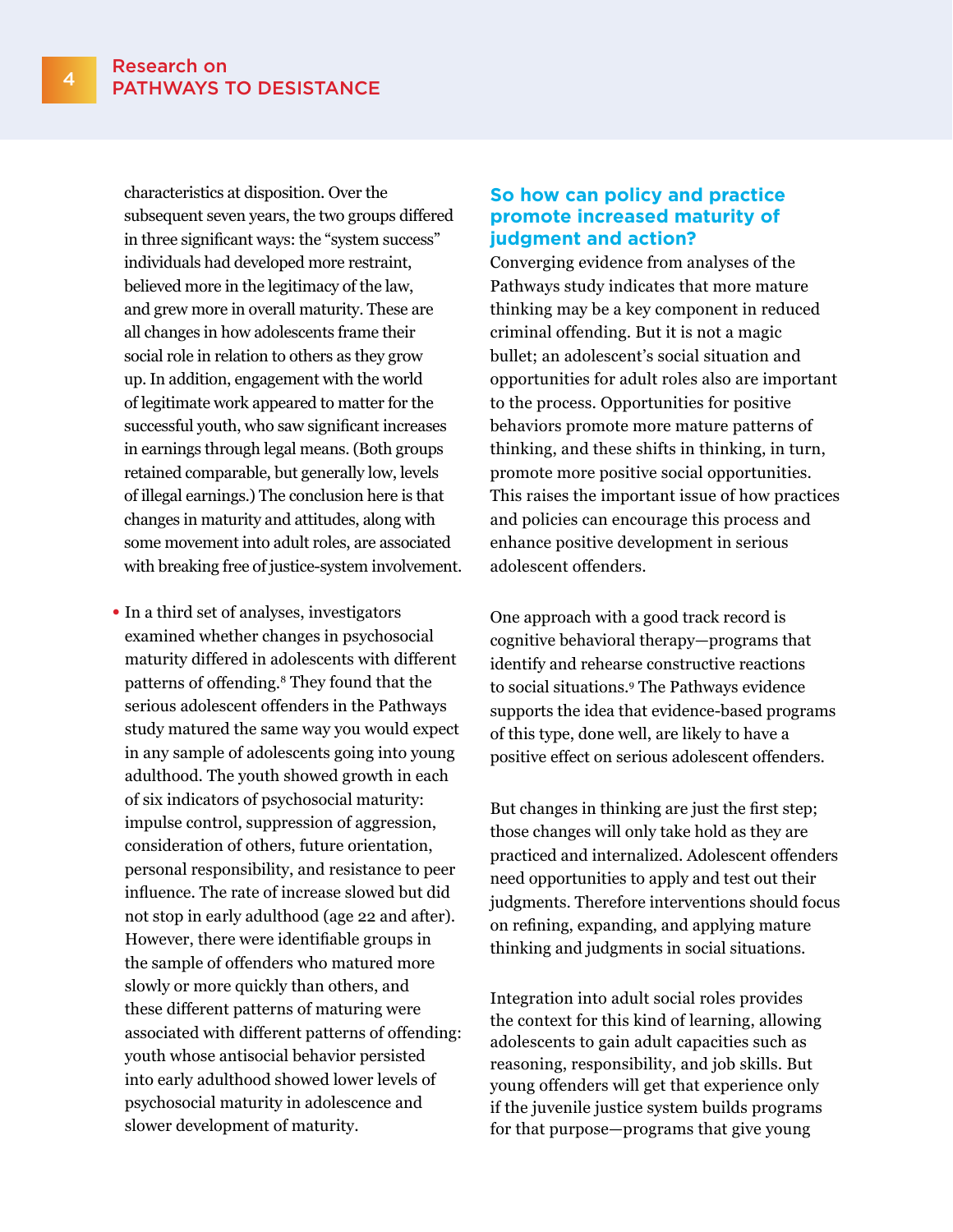characteristics at disposition. Over the subsequent seven years, the two groups differed in three significant ways: the “system success” individuals had developed more restraint, believed more in the legitimacy of the law, and grew more in overall maturity. These are all changes in how adolescents frame their social role in relation to others as they grow up. In addition, engagement with the world of legitimate work appeared to matter for the successful youth, who saw significant increases in earnings through legal means. (Both groups retained comparable, but generally low, levels of illegal earnings.) The conclusion here is that changes in maturity and attitudes, along with some movement into adult roles, are associated with breaking free of justice-system involvement.

- In a third set of analyses, investigators examined whether changes in psychosocial maturity differed in adolescents with different patterns of offending.[8] They found that the serious adolescent offenders in the Pathways study matured the same way you would expect in any sample of adolescents going into young adulthood. The youth showed growth in each of six indicators of psychosocial maturity: impulse control, suppression of aggression, consideration of others, future orientation, personal responsibility, and resistance to peer influence. The rate of increase slowed but did not stop in early adulthood (age 22 and after). However, there were identifiable groups in the sample of offenders who matured more slowly or more quickly than others, and these different patterns of maturing were associated with different patterns of offending: youth whose antisocial behavior persisted into early adulthood showed lower levels of psychosocial maturity in adolescence and slower development of maturity.

## So how can policy and practice promote increased maturity of judgment and action?

Converging evidence from analyses of the Pathways study indicates that more mature thinking may be a key component in reduced criminal offending. But it is not a magic bullet; an adolescent’s social situation and opportunities for adult roles also are important to the process. Opportunities for positive behaviors promote more mature patterns of thinking, and these shifts in thinking, in turn, promote more positive social opportunities. This raises the important issue of how practices and policies can encourage this process and enhance positive development in serious adolescent offenders.

One approach with a good track record is cognitive behavioral therapy—programs that identify and rehearse constructive reactions to social situations.[9] The Pathways evidence supports the idea that evidence-based programs of this type, done well, are likely to have a positive effect on serious adolescent offenders.

But changes in thinking are just the first step; those changes will only take hold as they are practiced and internalized. Adolescent offenders need opportunities to apply and test out their judgments. Therefore interventions should focus on refining, expanding, and applying mature thinking and judgments in social situations.

Integration into adult social roles provides the context for this kind of learning, allowing adolescents to gain adult capacities such as reasoning, responsibility, and job skills. But young offenders will get that experience only if the juvenile justice system builds programs for that purpose—programs that give young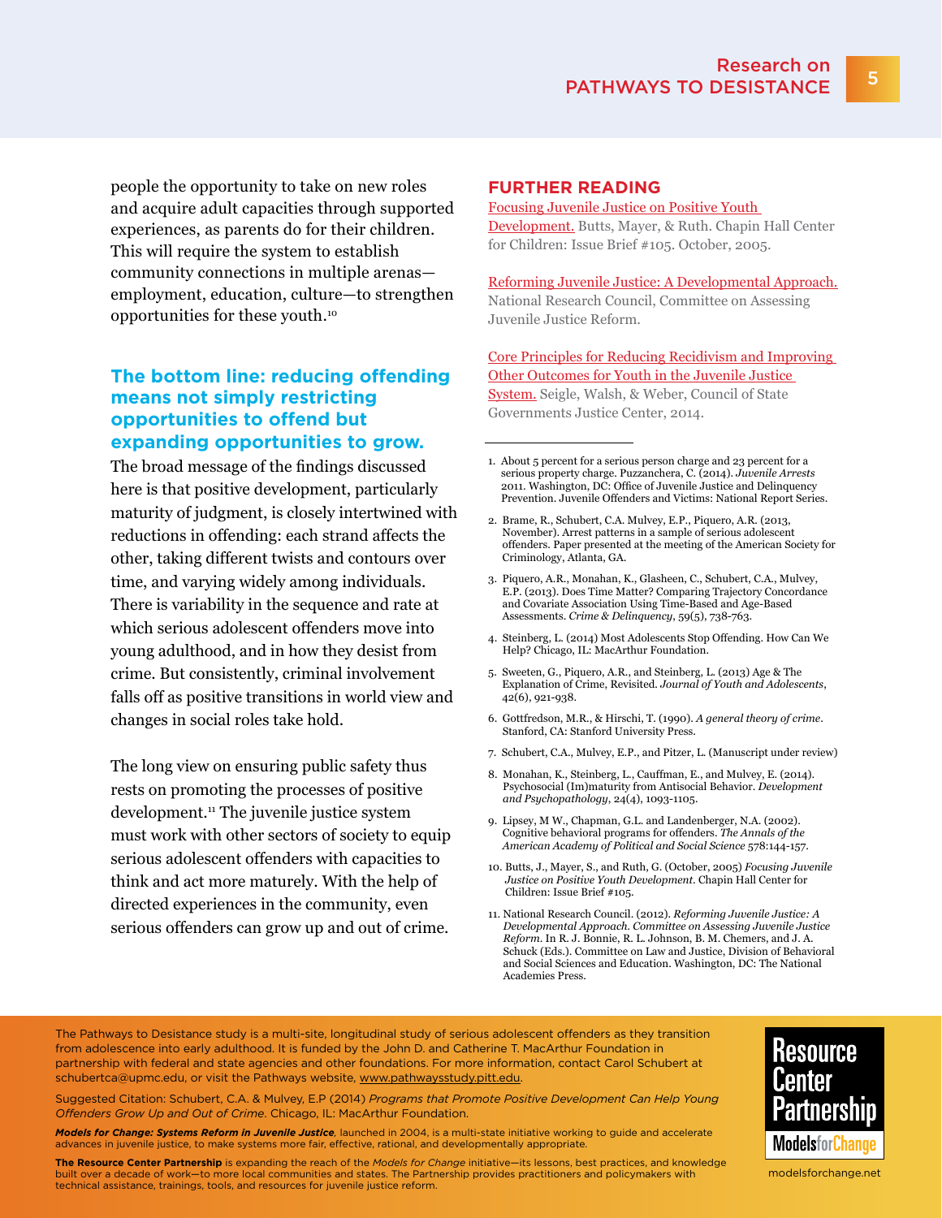people the opportunity to take on new roles and acquire adult capacities through supported experiences, as parents do for their children. This will require the system to establish community connections in multiple arenas—employment, education, culture—to strengthen opportunities for these youth.[10]

### The bottom line: reducing offending means not simply restricting opportunities to offend but expanding opportunities to grow.

The broad message of the findings discussed here is that positive development, particularly maturity of judgment, is closely intertwined with reductions in offending: each strand affects the other, taking different twists and contours over time, and varying widely among individuals. There is variability in the sequence and rate at which serious adolescent offenders move into young adulthood, and in how they desist from crime. But consistently, criminal involvement falls off as positive transitions in world view and changes in social roles take hold.

The long view on ensuring public safety thus rests on promoting the processes of positive development.[11] The juvenile justice system must work with other sectors of society to equip serious adolescent offenders with capacities to think and act more maturely. With the help of directed experiences in the community, even serious offenders can grow up and out of crime.

## FURTHER READING

Focusing Juvenile Justice on Positive Youth Development. Butts, Mayer, & Ruth. Chapin Hall Center for Children: Issue Brief #105. October, 2005.

Reforming Juvenile Justice: A Developmental Approach. National Research Council, Committee on Assessing Juvenile Justice Reform.

Core Principles for Reducing Recidivism and Improving Other Outcomes for Youth in the Juvenile Justice System. Seigle, Walsh, & Weber, Council of State Governments Justice Center, 2014.

---

1. About 5 percent for a serious person charge and 23 percent for a serious property charge. Puzzanchera, C. (2014). *Juvenile Arrests 2011*. Washington, DC: Office of Juvenile Justice and Delinquency Prevention. Juvenile Offenders and Victims: National Report Series.
2. Brame, R., Schubert, C.A. Mulvey, E.P., Piquero, A.R. (2013, November). Arrest patterns in a sample of serious adolescent offenders. Paper presented at the meeting of the American Society for Criminology, Atlanta, GA.
3. Piquero, A.R., Monahan, K., Glasheen, C., Schubert, C.A., Mulvey, E.P. (2013). Does Time Matter? Comparing Trajectory Concordance and Covariate Association Using Time-Based and Age-Based Assessments. *Crime & Delinquency*, 59(5), 738-763.
4. Steinberg, L. (2014) Most Adolescents Stop Offending. How Can We Help? Chicago, IL: MacArthur Foundation.
5. Sweeten, G., Piquero, A.R., and Steinberg, L. (2013) Age & The Explanation of Crime, Revisited. *Journal of Youth and Adolescents*, 42(6), 921-938.
6. Gottfredson, M.R., & Hirschi, T. (1990). *A general theory of crime*. Stanford, CA: Stanford University Press.
7. Schubert, C.A., Mulvey, E.P., and Pitzer, L. (Manuscript under review)
8. Monahan, K., Steinberg, L., Cauffman, E., and Mulvey, E. (2014). Psychosocial (Im)maturity from Antisocial Behavior. *Development and Psychopathology*, 24(4), 1093-1105.
9. Lipsey, M W., Chapman, G.L. and Landenberger, N.A. (2002). Cognitive behavioral programs for offenders. *The Annals of the American Academy of Political and Social Science* 578:144-157.
10. Butts, J., Mayer, S., and Ruth, G. (October, 2005) *Focusing Juvenile Justice on Positive Youth Development*. Chapin Hall Center for Children: Issue Brief #105.
11. National Research Council. (2012). *Reforming Juvenile Justice: A Developmental Approach. Committee on Assessing Juvenile Justice Reform*. In R. J. Bonnie, R. L. Johnson, B. M. Chemers, and J. A. Schuck (Eds.). Committee on Law and Justice, Division of Behavioral and Social Sciences and Education. Washington, DC: The National Academies Press.

---

The Pathways to Desistance study is a multi-site, longitudinal study of serious adolescent offenders as they transition from adolescence into early adulthood. It is funded by the John D. and Catherine T. MacArthur Foundation in partnership with federal and state agencies and other foundations. For more information, contact Carol Schubert at schubertca@upmc.edu, or visit the Pathways website, www.pathwaysstudy.pitt.edu.

Suggested Citation: Schubert, C.A. & Mulvey, E.P (2014) *Programs that Promote Positive Development Can Help Young Offenders Grow Up and Out of Crime*. Chicago, IL: MacArthur Foundation.

***Models for Change: Systems Reform in Juvenile Justice***, launched in 2004, is a multi-state initiative working to guide and accelerate advances in juvenile justice, to make systems more fair, effective, rational, and developmentally appropriate.

**The Resource Center Partnership** is expanding the reach of the *Models for Change* initiative—its lessons, best practices, and knowledge built over a decade of work—to more local communities and states. The Partnership provides practitioners and policymakers with technical assistance, trainings, tools, and resources for juvenile justice reform.

Resource Center Partnership
Models for Change

modelsforchange.net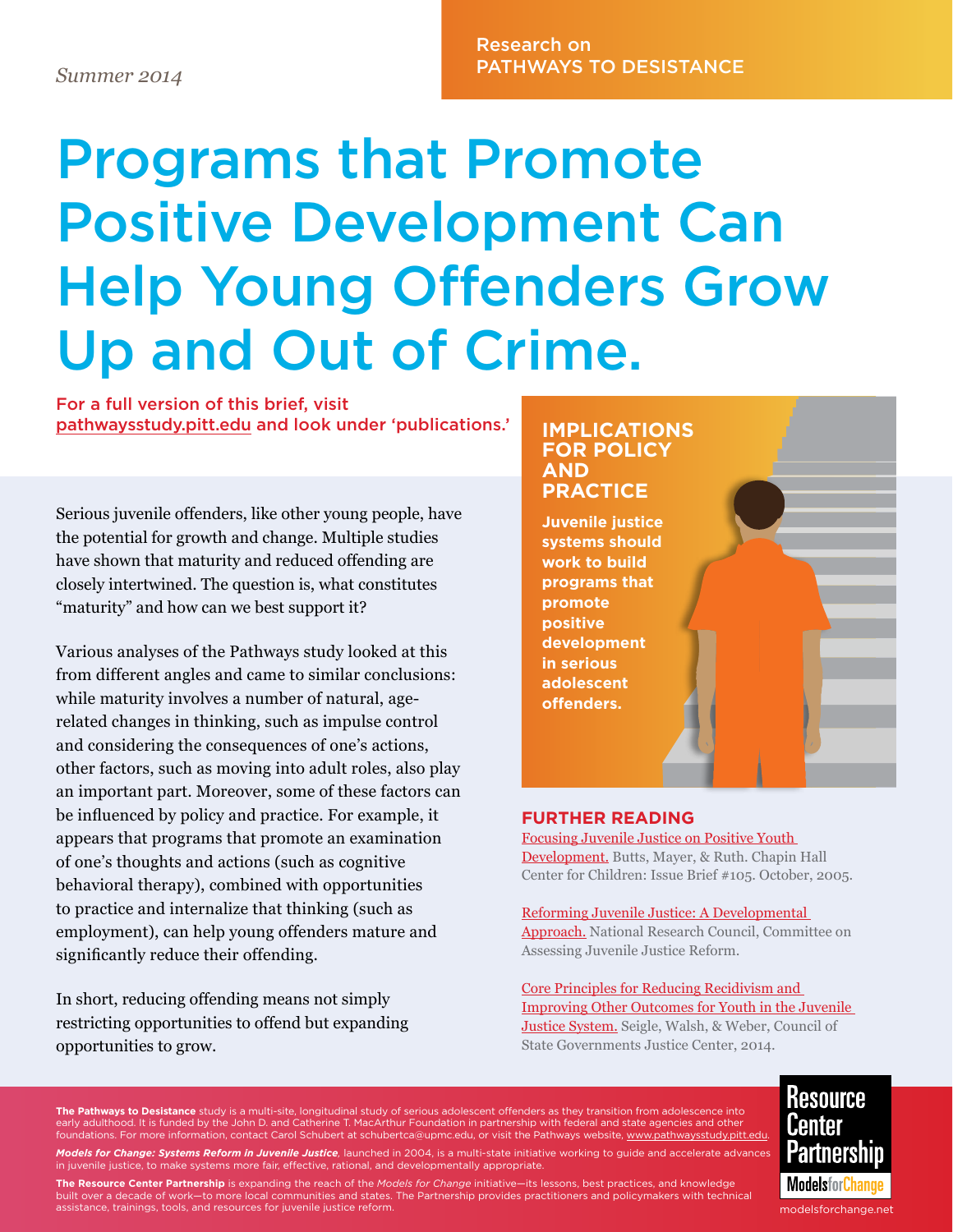Summer 2014

Research on PATHWAYS TO DESISTANCE

# Programs that Promote Positive Development Can Help Young Offenders Grow Up and Out of Crime.

For a full version of this brief, visit pathwaysstudy.pitt.edu and look under 'publications.'

Serious juvenile offenders, like other young people, have the potential for growth and change. Multiple studies have shown that maturity and reduced offending are closely intertwined. The question is, what constitutes "maturity" and how can we best support it?

Various analyses of the Pathways study looked at this from different angles and came to similar conclusions: while maturity involves a number of natural, age-related changes in thinking, such as impulse control and considering the consequences of one's actions, other factors, such as moving into adult roles, also play an important part. Moreover, some of these factors can be influenced by policy and practice. For example, it appears that programs that promote an examination of one's thoughts and actions (such as cognitive behavioral therapy), combined with opportunities to practice and internalize that thinking (such as employment), can help young offenders mature and significantly reduce their offending.

In short, reducing offending means not simply restricting opportunities to offend but expanding opportunities to grow.

## IMPLICATIONS FOR POLICY AND PRACTICE

**Juvenile justice systems should work to build programs that promote positive development in serious adolescent offenders.**

## FURTHER READING

Focusing Juvenile Justice on Positive Youth Development. Butts, Mayer, & Ruth. Chapin Hall Center for Children: Issue Brief #105. October, 2005.

Reforming Juvenile Justice: A Developmental Approach. National Research Council, Committee on Assessing Juvenile Justice Reform.

Core Principles for Reducing Recidivism and Improving Other Outcomes for Youth in the Juvenile Justice System. Seigle, Walsh, & Weber, Council of State Governments Justice Center, 2014.

**The Pathways to Desistance** study is a multi-site, longitudinal study of serious adolescent offenders as they transition from adolescence into early adulthood. It is funded by the John D. and Catherine T. MacArthur Foundation in partnership with federal and state agencies and other foundations. For more information, contact Carol Schubert at schubertca@upmc.edu, or visit the Pathways website, www.pathwaysstudy.pitt.edu.

***Models for Change: Systems Reform in Juvenile Justice***, launched in 2004, is a multi-state initiative working to guide and accelerate advances in juvenile justice, to make systems more fair, effective, rational, and developmentally appropriate.

**The Resource Center Partnership** is expanding the reach of the *Models for Change* initiative—its lessons, best practices, and knowledge built over a decade of work—to more local communities and states. The Partnership provides practitioners and policymakers with technical assistance, trainings, tools, and resources for juvenile justice reform.

Resource Center Partnership

Models for Change

modelsforchange.net